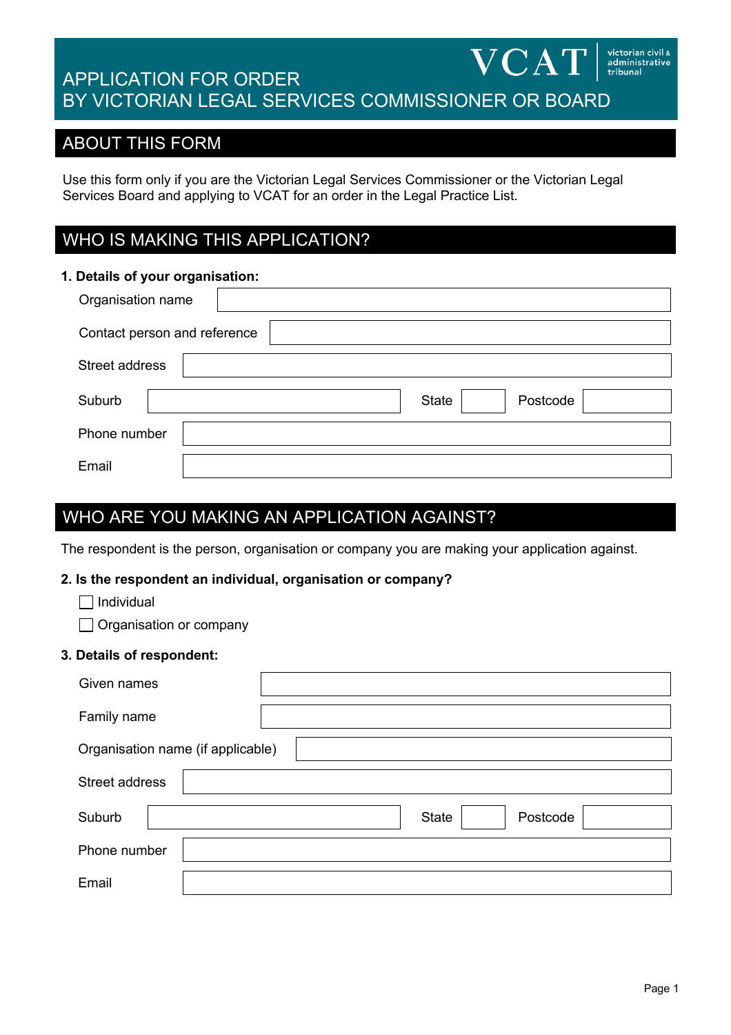# APPLICATION FOR ORDER BY VICTORIAN LEGAL SERVICES COMMISSIONER OR BOARD

VCAT victorian civil & administrative tribunal

## ABOUT THIS FORM

Use this form only if you are the Victorian Legal Services Commissioner or the Victorian Legal Services Board and applying to VCAT for an order in the Legal Practice List.

## WHO IS MAKING THIS APPLICATION?

**1. Details of your organisation:**

Organisation name

Contact person and reference

Street address

Suburb | State | Postcode

Phone number

Email

## WHO ARE YOU MAKING AN APPLICATION AGAINST?

The respondent is the person, organisation or company you are making your application against.

**2. Is the respondent an individual, organisation or company?**

- ☐ Individual
- ☐ Organisation or company

**3. Details of respondent:**

Given names

Family name

Organisation name (if applicable)

Street address

Suburb | State | Postcode

Phone number

Email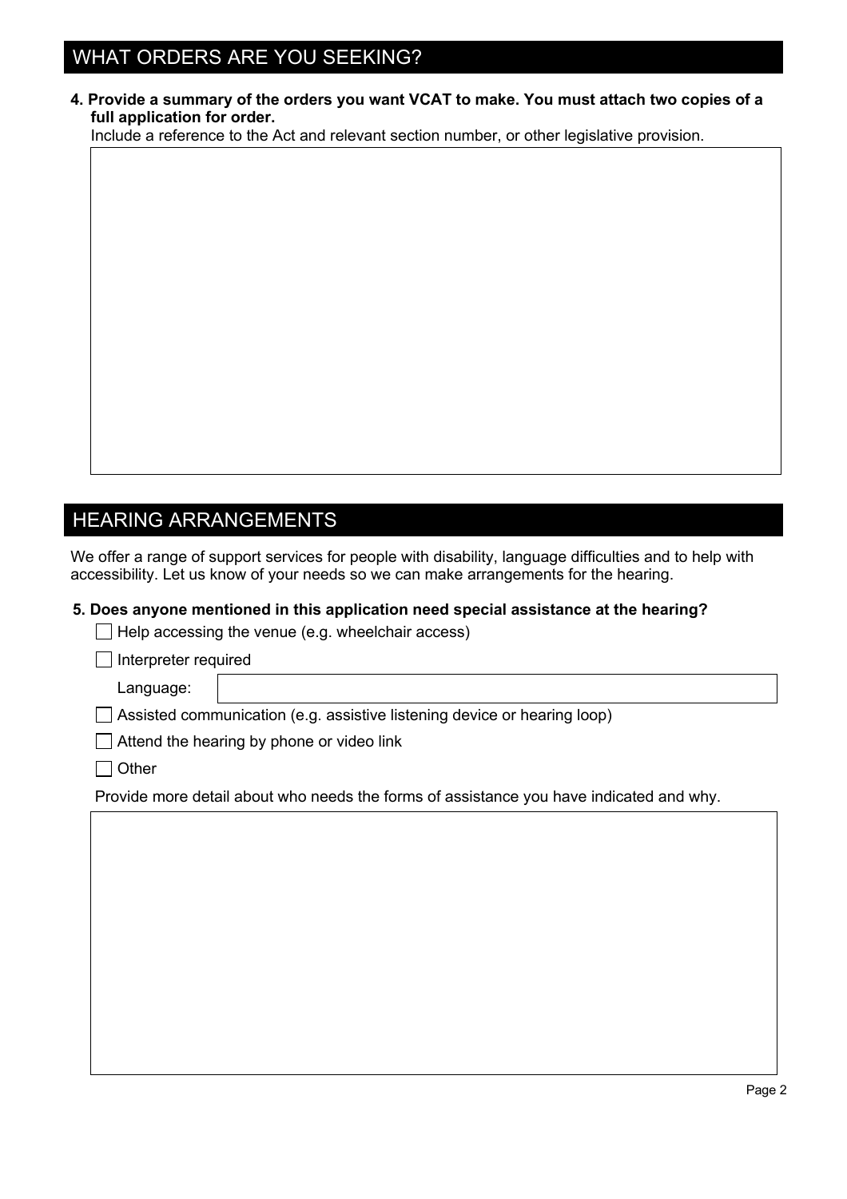## WHAT ORDERS ARE YOU SEEKING?

**4. Provide a summary of the orders you want VCAT to make. You must attach two copies of a full application for order.**

Include a reference to the Act and relevant section number, or other legislative provision.

## HEARING ARRANGEMENTS

We offer a range of support services for people with disability, language difficulties and to help with accessibility. Let us know of your needs so we can make arrangements for the hearing.

**5. Does anyone mentioned in this application need special assistance at the hearing?**

- ☐ Help accessing the venue (e.g. wheelchair access)
- ☐ Interpreter required

  Language:

- ☐ Assisted communication (e.g. assistive listening device or hearing loop)
- ☐ Attend the hearing by phone or video link
- ☐ Other

Provide more detail about who needs the forms of assistance you have indicated and why.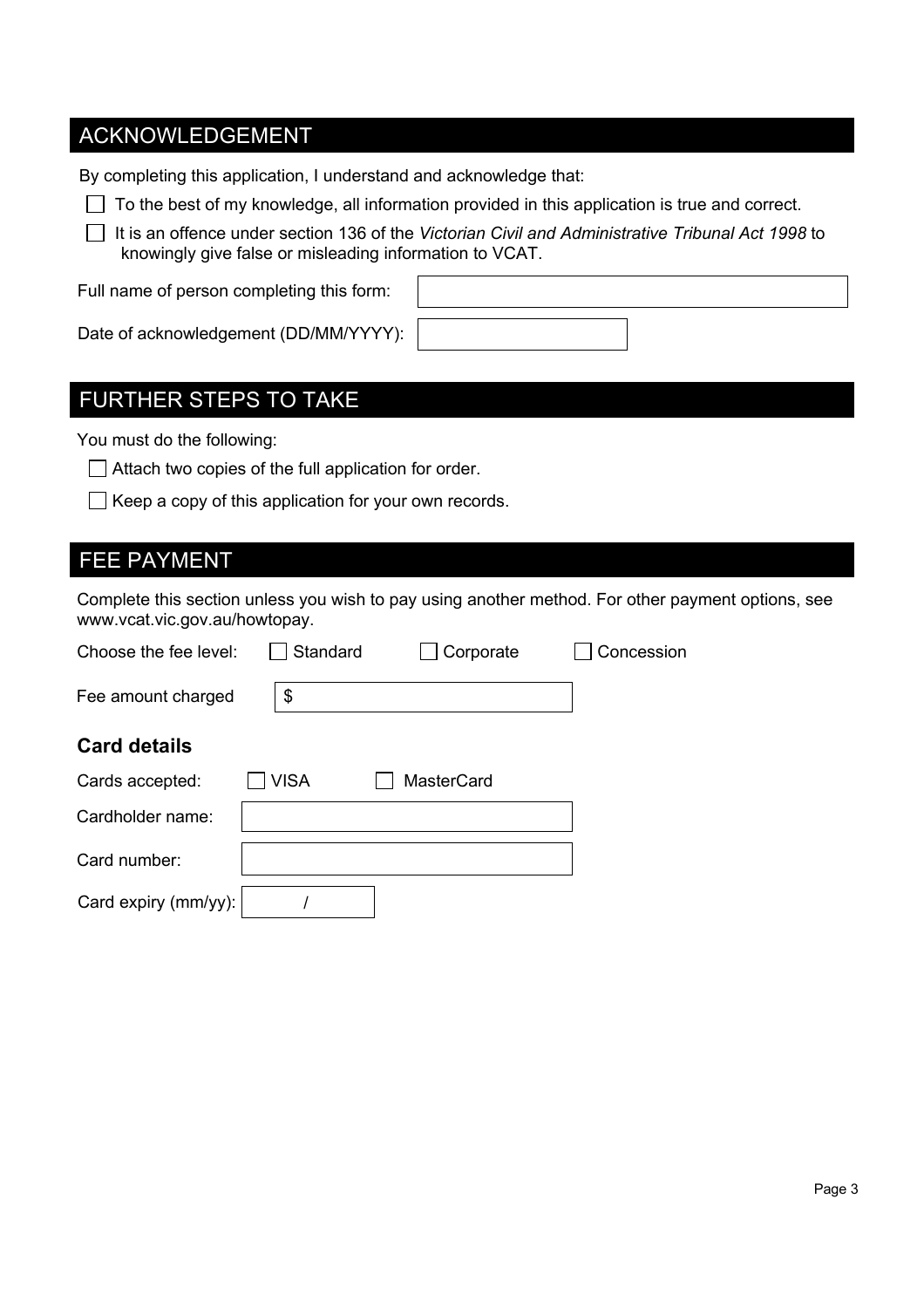## ACKNOWLEDGEMENT

By completing this application, I understand and acknowledge that:

- ☐ To the best of my knowledge, all information provided in this application is true and correct.
- ☐ It is an offence under section 136 of the *Victorian Civil and Administrative Tribunal Act 1998* to knowingly give false or misleading information to VCAT.

Full name of person completing this form:

Date of acknowledgement (DD/MM/YYYY):

## FURTHER STEPS TO TAKE

You must do the following:

- ☐ Attach two copies of the full application for order.
- ☐ Keep a copy of this application for your own records.

## FEE PAYMENT

Complete this section unless you wish to pay using another method. For other payment options, see www.vcat.vic.gov.au/howtopay.

Choose the fee level: ☐ Standard ☐ Corporate ☐ Concession

Fee amount charged $

### Card details

Cards accepted: ☐ VISA ☐ MasterCard

Cardholder name:

Card number:

Card expiry (mm/yy): /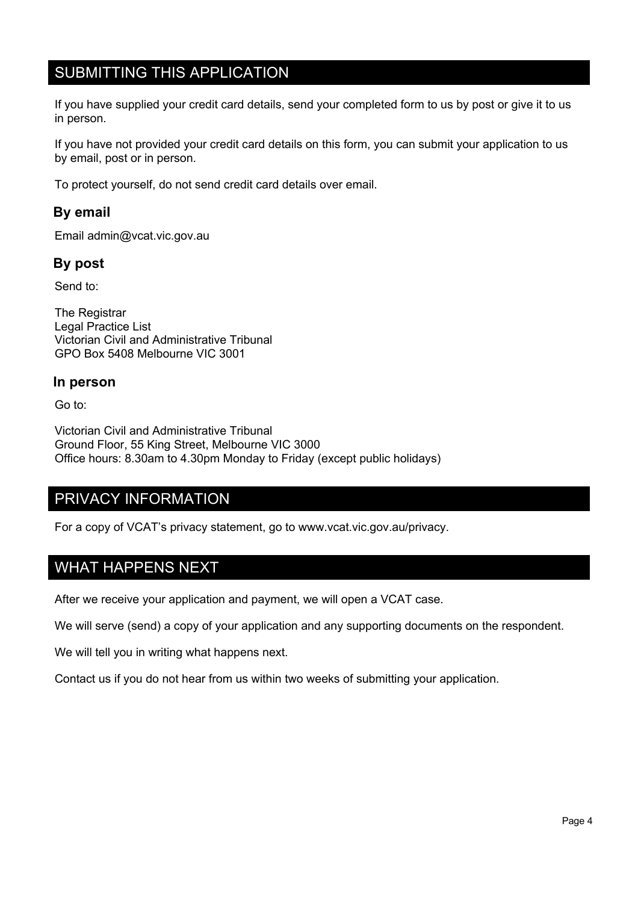## SUBMITTING THIS APPLICATION

If you have supplied your credit card details, send your completed form to us by post or give it to us in person.

If you have not provided your credit card details on this form, you can submit your application to us by email, post or in person.

To protect yourself, do not send credit card details over email.

### By email

Email admin@vcat.vic.gov.au

### By post

Send to:

The Registrar
Legal Practice List
Victorian Civil and Administrative Tribunal
GPO Box 5408 Melbourne VIC 3001

### In person

Go to:

Victorian Civil and Administrative Tribunal
Ground Floor, 55 King Street, Melbourne VIC 3000
Office hours: 8.30am to 4.30pm Monday to Friday (except public holidays)

## PRIVACY INFORMATION

For a copy of VCAT's privacy statement, go to www.vcat.vic.gov.au/privacy.

## WHAT HAPPENS NEXT

After we receive your application and payment, we will open a VCAT case.

We will serve (send) a copy of your application and any supporting documents on the respondent.

We will tell you in writing what happens next.

Contact us if you do not hear from us within two weeks of submitting your application.